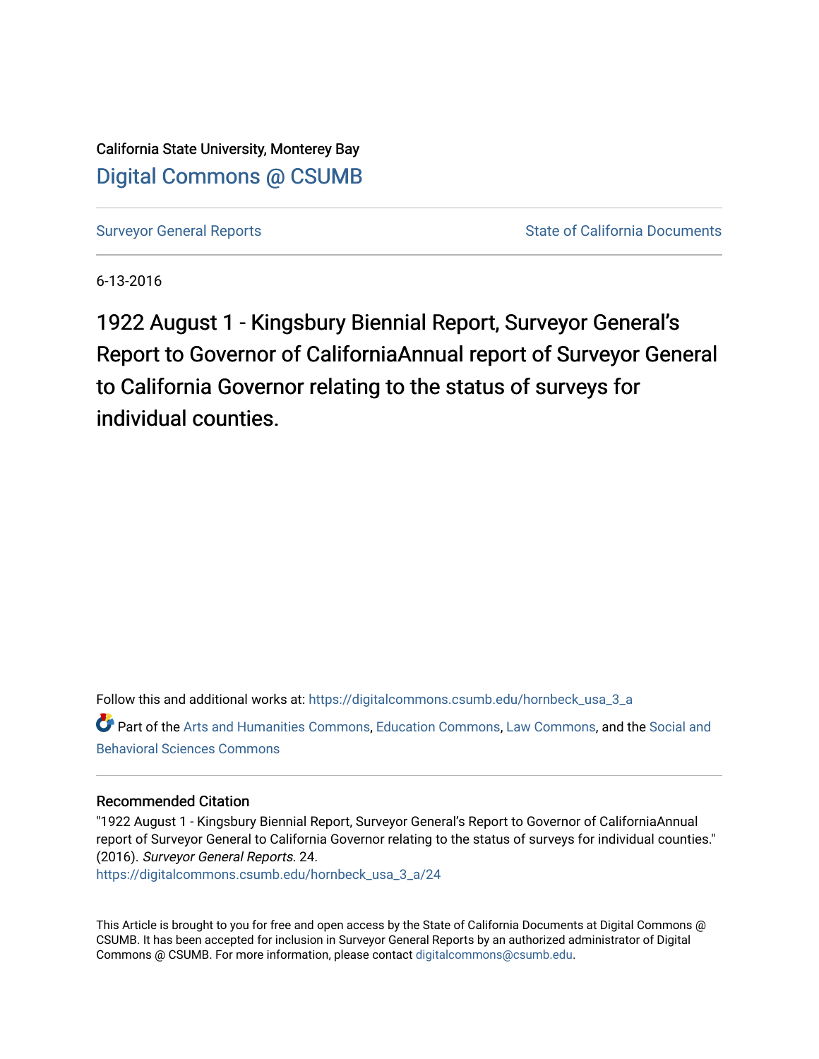California State University, Monterey Bay

[Digital Commons @ CSUMB](https://digitalcommons.csumb.edu/)

[Surveyor General Reports](https://digitalcommons.csumb.edu/hornbeck_usa_3_a) | [State of California Documents](https://digitalcommons.csumb.edu/hornbeck_usa_3)

6-13-2016

# 1922 August 1 - Kingsbury Biennial Report, Surveyor General's Report to Governor of CaliforniaAnnual report of Surveyor General to California Governor relating to the status of surveys for individual counties.

Follow this and additional works at: https://digitalcommons.csumb.edu/hornbeck_usa_3_a

Part of the Arts and Humanities Commons, Education Commons, Law Commons, and the Social and Behavioral Sciences Commons

## Recommended Citation

"1922 August 1 - Kingsbury Biennial Report, Surveyor General's Report to Governor of CaliforniaAnnual report of Surveyor General to California Governor relating to the status of surveys for individual counties." (2016). *Surveyor General Reports*. 24.
https://digitalcommons.csumb.edu/hornbeck_usa_3_a/24

This Article is brought to you for free and open access by the State of California Documents at Digital Commons @ CSUMB. It has been accepted for inclusion in Surveyor General Reports by an authorized administrator of Digital Commons @ CSUMB. For more information, please contact digitalcommons@csumb.edu.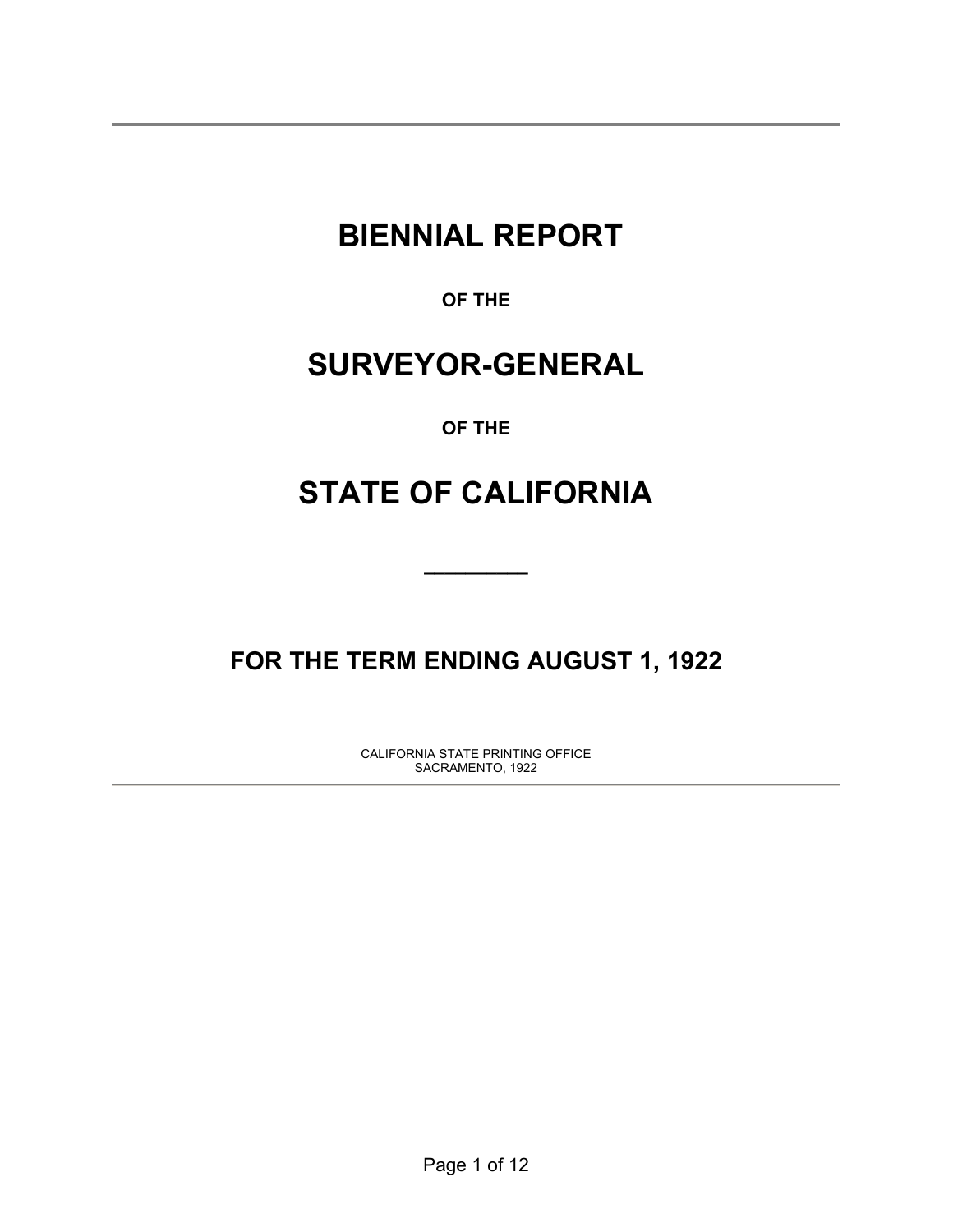# BIENNIAL REPORT

**OF THE**

# SURVEYOR-GENERAL

**OF THE**

# STATE OF CALIFORNIA

---

## FOR THE TERM ENDING AUGUST 1, 1922

CALIFORNIA STATE PRINTING OFFICE
SACRAMENTO, 1922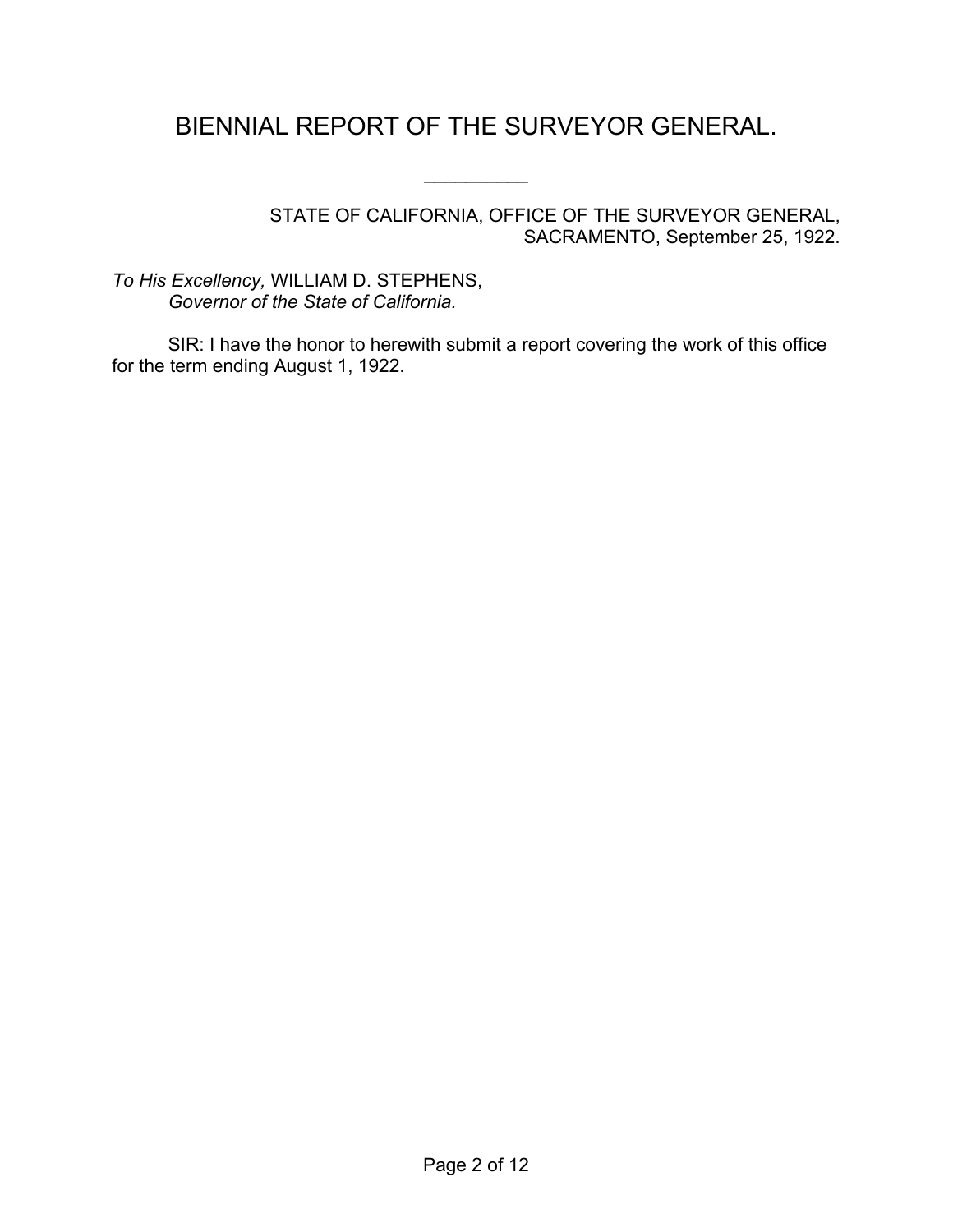# BIENNIAL REPORT OF THE SURVEYOR GENERAL.

---

STATE OF CALIFORNIA, OFFICE OF THE SURVEYOR GENERAL,
SACRAMENTO, September 25, 1922.

*To His Excellency,* WILLIAM D. STEPHENS,
*Governor of the State of California.*

SIR: I have the honor to herewith submit a report covering the work of this office for the term ending August 1, 1922.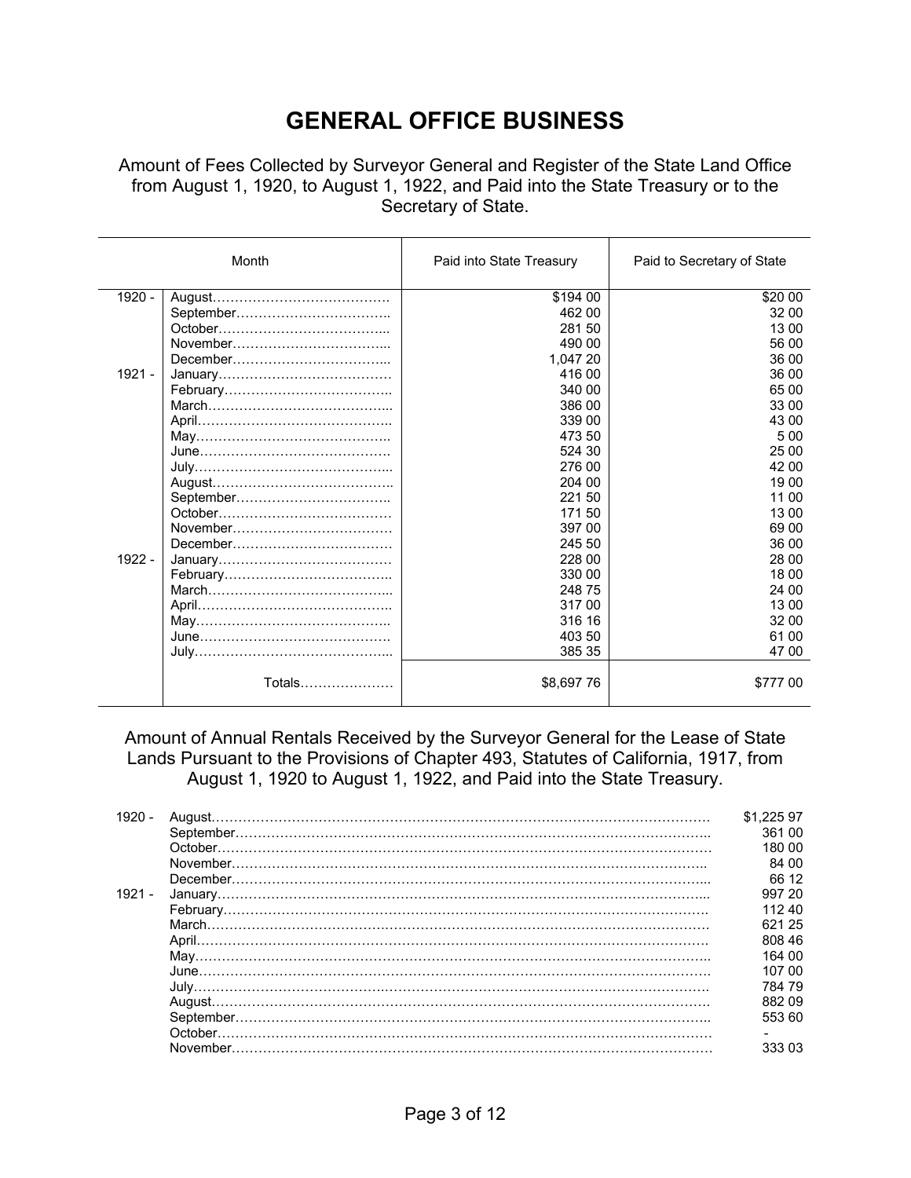# GENERAL OFFICE BUSINESS

Amount of Fees Collected by Surveyor General and Register of the State Land Office from August 1, 1920, to August 1, 1922, and Paid into the State Treasury or to the Secretary of State.

| | Month | Paid into State Treasury | Paid to Secretary of State |
|---|---|---|---|
| 1920 - | August………………………………… | $194 00 | $20 00 |
| | September…………………………….. | 462 00 | 32 00 |
| | October……………………………….. | 281 50 | 13 00 |
| | November…………………………….. | 490 00 | 56 00 |
| | December…………………………….. | 1,047 20 | 36 00 |
| 1921 - | January………………………………… | 416 00 | 36 00 |
| | February……………………………….. | 340 00 | 65 00 |
| | March………………………………….. | 386 00 | 33 00 |
| | April……………………………………. | 339 00 | 43 00 |
| | May…………………………………….. | 473 50 | 5 00 |
| | June……………………………………. | 524 30 | 25 00 |
| | July…………………………………….. | 276 00 | 42 00 |
| | August………………………………….. | 204 00 | 19 00 |
| | September…………………………….. | 221 50 | 11 00 |
| | October………………………………… | 171 50 | 13 00 |
| | November……………………………… | 397 00 | 69 00 |
| | December……………………………… | 245 50 | 36 00 |
| 1922 - | January………………………………… | 228 00 | 28 00 |
| | February……………………………….. | 330 00 | 18 00 |
| | March………………………………….. | 248 75 | 24 00 |
| | April……………………………………. | 317 00 | 13 00 |
| | May…………………………………….. | 316 16 | 32 00 |
| | June……………………………………. | 403 50 | 61 00 |
| | July…………………………………….. | 385 35 | 47 00 |
| | Totals………………… | $8,697 76 | $777 00 |

Amount of Annual Rentals Received by the Surveyor General for the Lease of State Lands Pursuant to the Provisions of Chapter 493, Statutes of California, 1917, from August 1, 1920 to August 1, 1922, and Paid into the State Treasury.

| | Month | Amount |
|---|---|---|
| 1920 - | August………………………………………………………………………………………… | $1,225 97 |
| | September…………………………………………………………………………………….. | 361 00 |
| | October………………………………………………………………………………………… | 180 00 |
| | November…………………………………………………………………………………….. | 84 00 |
| | December…………………………………………………………………………………….. | 66 12 |
| 1921 - | January……………………………………………………………………………………….. | 997 20 |
| | February………………………………………………………………………………………. | 112 40 |
| | March………………………………………………………………………………………….. | 621 25 |
| | April……………………………………………………………………………………………. | 808 46 |
| | May…………………………………………………………………………………………….. | 164 00 |
| | June……………………………………………………………………………………………. | 107 00 |
| | July…………………………………………………………………………………………….. | 784 79 |
| | August…………………………………………………………………………………………. | 882 09 |
| | September…………………………………………………………………………………….. | 553 60 |
| | October………………………………………………………………………………………… | - |
| | November…………………………………………………………………………………….. | 333 03 |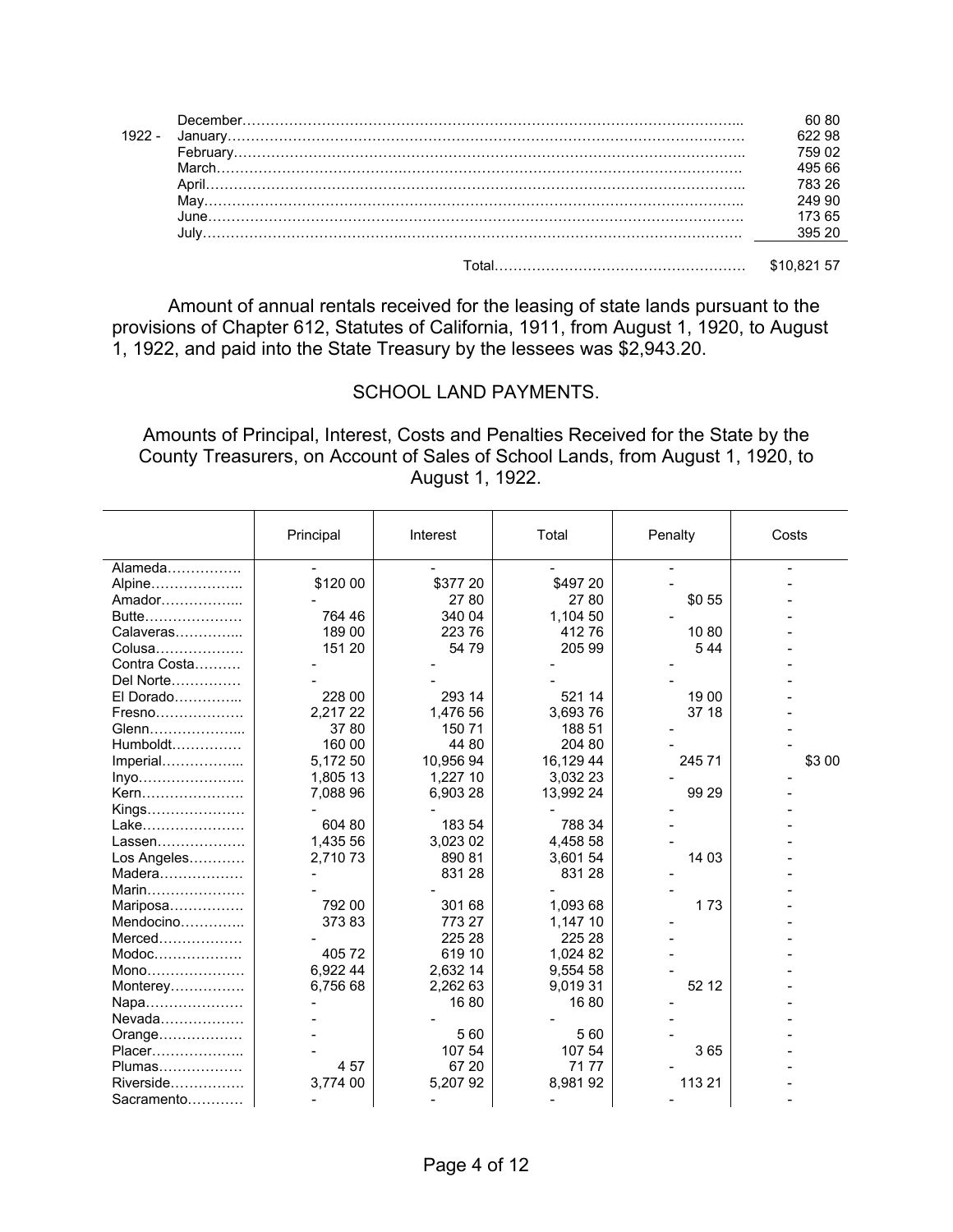| | | |
|---|---|---|
| | December | 60 80 |
| 1922 - | January | 622 98 |
| | February | 759 02 |
| | March | 495 66 |
| | April | 783 26 |
| | May | 249 90 |
| | June | 173 65 |
| | July | 395 20 |
| | Total | $10,821 57 |

Amount of annual rentals received for the leasing of state lands pursuant to the provisions of Chapter 612, Statutes of California, 1911, from August 1, 1920, to August 1, 1922, and paid into the State Treasury by the lessees was $2,943.20.

## SCHOOL LAND PAYMENTS.

### Amounts of Principal, Interest, Costs and Penalties Received for the State by the County Treasurers, on Account of Sales of School Lands, from August 1, 1920, to August 1, 1922.

| | Principal | Interest | Total | Penalty | Costs |
|---|---|---|---|---|---|
| Alameda | - | - | - | - | - |
| Alpine | $120 00 | $377 20 | $497 20 | - | - |
| Amador | - | 27 80 | 27 80 | $0 55 | - |
| Butte | 764 46 | 340 04 | 1,104 50 | - | - |
| Calaveras | 189 00 | 223 76 | 412 76 | 10 80 | - |
| Colusa | 151 20 | 54 79 | 205 99 | 5 44 | - |
| Contra Costa | - | - | - | - | - |
| Del Norte | - | - | - | - | - |
| El Dorado | 228 00 | 293 14 | 521 14 | 19 00 | - |
| Fresno | 2,217 22 | 1,476 56 | 3,693 76 | 37 18 | - |
| Glenn | 37 80 | 150 71 | 188 51 | - | - |
| Humboldt | 160 00 | 44 80 | 204 80 | - | - |
| Imperial | 5,172 50 | 10,956 94 | 16,129 44 | 245 71 | $3 00 |
| Inyo | 1,805 13 | 1,227 10 | 3,032 23 | - | - |
| Kern | 7,088 96 | 6,903 28 | 13,992 24 | 99 29 | - |
| Kings | - | - | - | - | - |
| Lake | 604 80 | 183 54 | 788 34 | - | - |
| Lassen | 1,435 56 | 3,023 02 | 4,458 58 | - | - |
| Los Angeles | 2,710 73 | 890 81 | 3,601 54 | 14 03 | - |
| Madera | - | 831 28 | 831 28 | - | - |
| Marin | - | - | - | - | - |
| Mariposa | 792 00 | 301 68 | 1,093 68 | 1 73 | - |
| Mendocino | 373 83 | 773 27 | 1,147 10 | - | - |
| Merced | - | 225 28 | 225 28 | - | - |
| Modoc | 405 72 | 619 10 | 1,024 82 | - | - |
| Mono | 6,922 44 | 2,632 14 | 9,554 58 | - | - |
| Monterey | 6,756 68 | 2,262 63 | 9,019 31 | 52 12 | - |
| Napa | - | 16 80 | 16 80 | - | - |
| Nevada | - | - | - | - | - |
| Orange | - | 5 60 | 5 60 | - | - |
| Placer | - | 107 54 | 107 54 | 3 65 | - |
| Plumas | 4 57 | 67 20 | 71 77 | - | - |
| Riverside | 3,774 00 | 5,207 92 | 8,981 92 | 113 21 | - |
| Sacramento | - | - | - | - | - |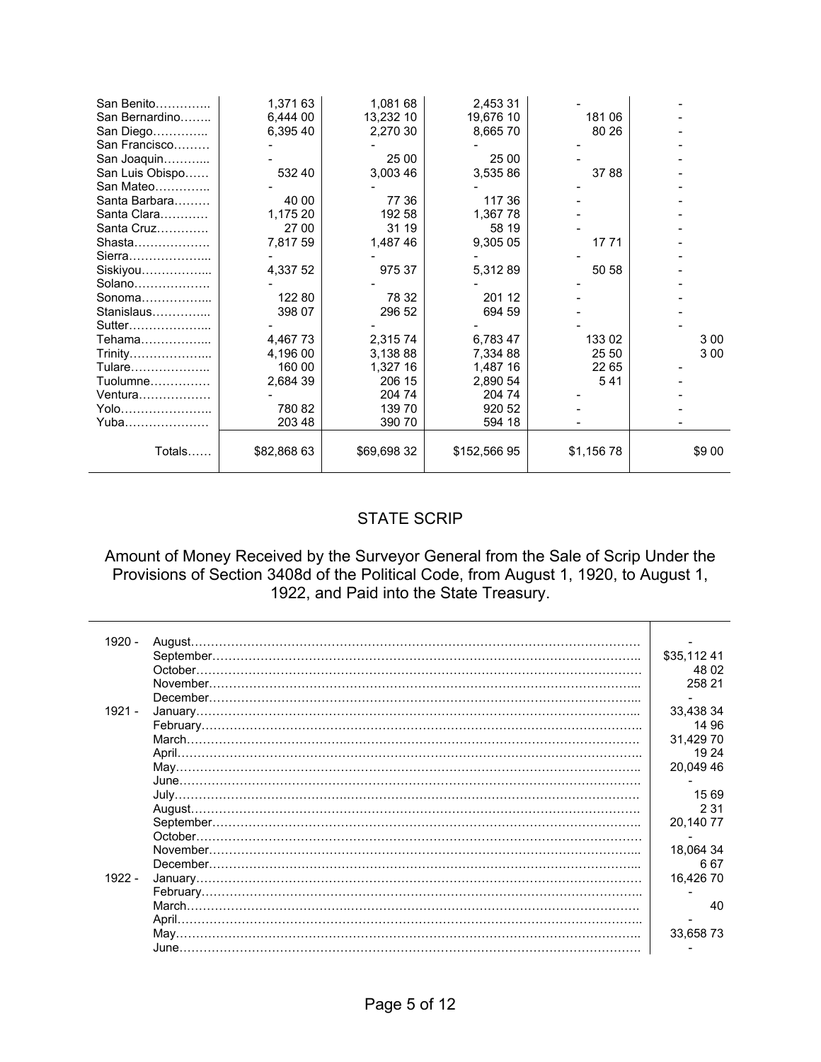| | | | | | |
|---|---|---|---|---|---|
| San Benito………….. | 1,371 63 | 1,081 68 | 2,453 31 | - | - |
| San Bernardino…….. | 6,444 00 | 13,232 10 | 19,676 10 | 181 06 | - |
| San Diego………….. | 6,395 40 | 2,270 30 | 8,665 70 | 80 26 | - |
| San Francisco……… | - | - | - | - | - |
| San Joaquin………... | - | 25 00 | 25 00 | - | - |
| San Luis Obispo…… | 532 40 | 3,003 46 | 3,535 86 | 37 88 | - |
| San Mateo………….. | - | - | - | - | - |
| Santa Barbara……… | 40 00 | 77 36 | 117 36 | - | - |
| Santa Clara………… | 1,175 20 | 192 58 | 1,367 78 | - | - |
| Santa Cruz…………. | 27 00 | 31 19 | 58 19 | - | - |
| Shasta………………. | 7,817 59 | 1,487 46 | 9,305 05 | 17 71 | - |
| Sierra………………... | - | - | - | - | - |
| Siskiyou……………... | 4,337 52 | 975 37 | 5,312 89 | 50 58 | - |
| Solano………………. | - | - | - | - | - |
| Sonoma……………... | 122 80 | 78 32 | 201 12 | - | - |
| Stanislaus…………... | 398 07 | 296 52 | 694 59 | - | - |
| Sutter………………... | - | - | - | - | - |
| Tehama……………... | 4,467 73 | 2,315 74 | 6,783 47 | 133 02 | 3 00 |
| Trinity………………... | 4,196 00 | 3,138 88 | 7,334 88 | 25 50 | 3 00 |
| Tulare……………….. | 160 00 | 1,327 16 | 1,487 16 | 22 65 | - |
| Tuolumne…………… | 2,684 39 | 206 15 | 2,890 54 | 5 41 | - |
| Ventura……………… | - | 204 74 | 204 74 | - | - |
| Yolo………………….. | 780 82 | 139 70 | 920 52 | - | - |
| Yuba………………… | 203 48 | 390 70 | 594 18 | - | - |
| Totals…… | $82,868 63 | $69,698 32 | $152,566 95 | $1,156 78 | $9 00 |

## STATE SCRIP

### Amount of Money Received by the Surveyor General from the Sale of Scrip Under the Provisions of Section 3408d of the Political Code, from August 1, 1920, to August 1, 1922, and Paid into the State Treasury.

| | | |
|---|---|---|
| 1920 - | August……………………………………………………………………………………………… | - |
| | September…………………………………………………………………………………………. | $35,112 41 |
| | October……………………………………………………………………………………………. | 48 02 |
| | November…………………………………………………………………………………………. | 258 21 |
| | December…………………………………………………………………………………………. | - |
| 1921 - | January……………………………………………………………………………………………. | 33,438 34 |
| | February………………………………………………………………………………………….. | 14 96 |
| | March……………………………………………………………………………………………… | 31,429 70 |
| | April………………………………………………………………………………………………. | 19 24 |
| | May………………………………………………………………………………………………… | 20,049 46 |
| | June……………………………………………………………………………………………….. | - |
| | July………………………………………………………………………………………………… | 15 69 |
| | August…………………………………………………………………………………………….. | 2 31 |
| | September…………………………………………………………………………………………. | 20,140 77 |
| | October……………………………………………………………………………………………. | - |
| | November…………………………………………………………………………………………. | 18,064 34 |
| | December…………………………………………………………………………………………. | 6 67 |
| 1922 - | January……………………………………………………………………………………………. | 16,426 70 |
| | February………………………………………………………………………………………….. | - |
| | March……………………………………………………………………………………………… | 40 |
| | April………………………………………………………………………………………………. | - |
| | May………………………………………………………………………………………………… | 33,658 73 |
| | June……………………………………………………………………………………………….. | - |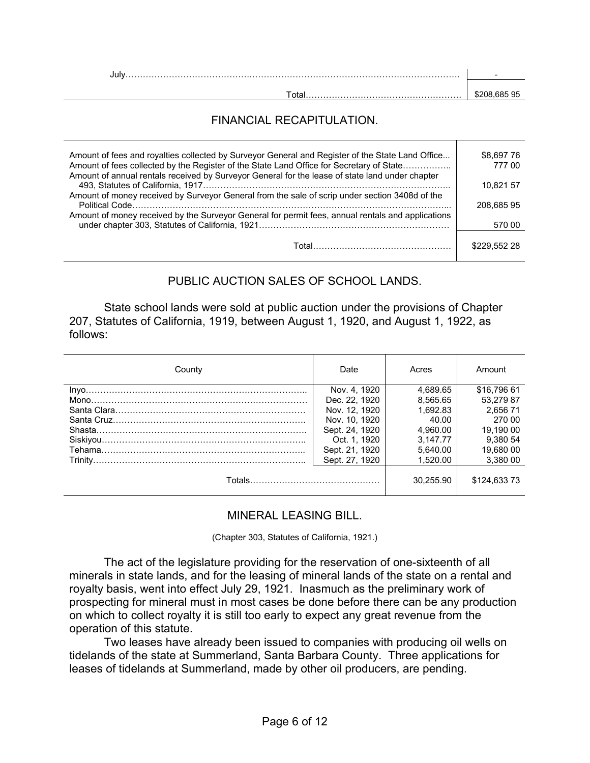| | |
|---|---|
| July………………………………………………………………………………………………… | - |
| Total……………………………………………… | $208,685 95 |

## FINANCIAL RECAPITULATION.

| | |
|---|---|
| Amount of fees and royalties collected by Surveyor General and Register of the State Land Office... | $8,697 76 |
| Amount of fees collected by the Register of the State Land Office for Secretary of State…………….. | 777 00 |
| Amount of annual rentals received by Surveyor General for the lease of state land under chapter 493, Statutes of California, 1917……………………………………………………………………….. | 10,821 57 |
| Amount of money received by Surveyor General from the sale of scrip under section 3408d of the Political Code……………………………………………………………………………………………... | 208,685 95 |
| Amount of money received by the Surveyor General for permit fees, annual rentals and applications under chapter 303, Statutes of California, 1921………………………………………………………… | 570 00 |
| Total………………………………………… | $229,552 28 |

## PUBLIC AUCTION SALES OF SCHOOL LANDS.

State school lands were sold at public auction under the provisions of Chapter 207, Statutes of California, 1919, between August 1, 1920, and August 1, 1922, as follows:

| County | Date | Acres | Amount |
|---|---|---|---|
| Inyo………………………………………………………………….. | Nov. 4, 1920 | 4,689.65 | $16,796 61 |
| Mono………………………………………………………………… | Dec. 22, 1920 | 8,565.65 | 53,279 87 |
| Santa Clara………………………………………………………… | Nov. 12, 1920 | 1,692.83 | 2,656 71 |
| Santa Cruz…………………………………………………………. | Nov. 10, 1920 | 40.00 | 270 00 |
| Shasta………………………………………………………………. | Sept. 24, 1920 | 4,960.00 | 19,190 00 |
| Siskiyou…………………………………………………………….. | Oct. 1, 1920 | 3,147.77 | 9,380 54 |
| Tehama…………………………………………………………….. | Sept. 21, 1920 | 5,640.00 | 19,680 00 |
| Trinity……………………………………………………………….. | Sept. 27, 1920 | 1,520.00 | 3,380 00 |
| Totals……………………………………… | | 30,255.90 | $124,633 73 |

## MINERAL LEASING BILL.

(Chapter 303, Statutes of California, 1921.)

The act of the legislature providing for the reservation of one-sixteenth of all minerals in state lands, and for the leasing of mineral lands of the state on a rental and royalty basis, went into effect July 29, 1921. Inasmuch as the preliminary work of prospecting for mineral must in most cases be done before there can be any production on which to collect royalty it is still too early to expect any great revenue from the operation of this statute.

Two leases have already been issued to companies with producing oil wells on tidelands of the state at Summerland, Santa Barbara County. Three applications for leases of tidelands at Summerland, made by other oil producers, are pending.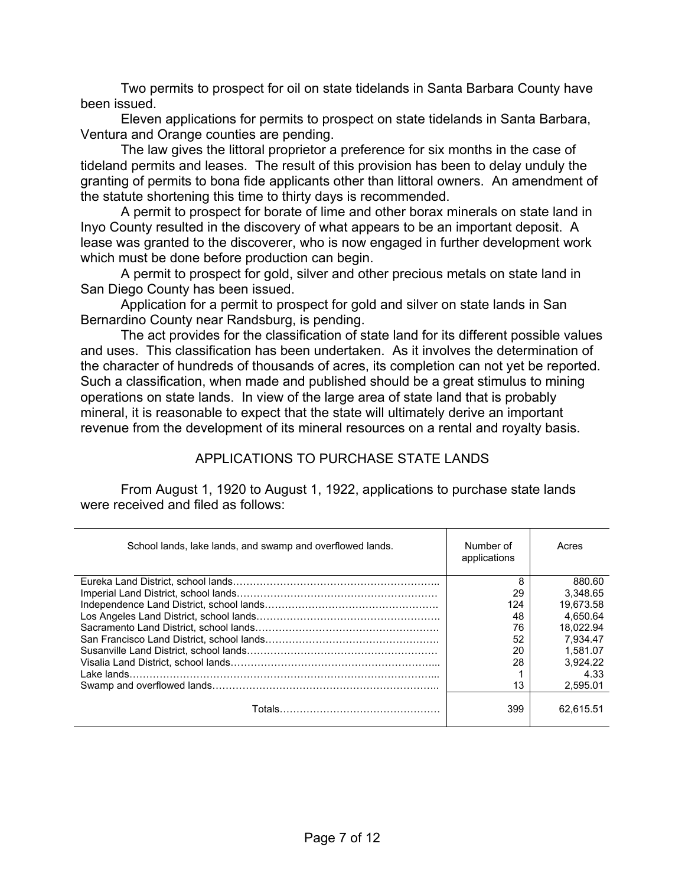Two permits to prospect for oil on state tidelands in Santa Barbara County have been issued.

Eleven applications for permits to prospect on state tidelands in Santa Barbara, Ventura and Orange counties are pending.

The law gives the littoral proprietor a preference for six months in the case of tideland permits and leases. The result of this provision has been to delay unduly the granting of permits to bona fide applicants other than littoral owners. An amendment of the statute shortening this time to thirty days is recommended.

A permit to prospect for borate of lime and other borax minerals on state land in Inyo County resulted in the discovery of what appears to be an important deposit. A lease was granted to the discoverer, who is now engaged in further development work which must be done before production can begin.

A permit to prospect for gold, silver and other precious metals on state land in San Diego County has been issued.

Application for a permit to prospect for gold and silver on state lands in San Bernardino County near Randsburg, is pending.

The act provides for the classification of state land for its different possible values and uses. This classification has been undertaken. As it involves the determination of the character of hundreds of thousands of acres, its completion can not yet be reported. Such a classification, when made and published should be a great stimulus to mining operations on state lands. In view of the large area of state land that is probably mineral, it is reasonable to expect that the state will ultimately derive an important revenue from the development of its mineral resources on a rental and royalty basis.

## APPLICATIONS TO PURCHASE STATE LANDS

From August 1, 1920 to August 1, 1922, applications to purchase state lands were received and filed as follows:

| School lands, lake lands, and swamp and overflowed lands. | Number of applications | Acres |
|---|---|---|
| Eureka Land District, school lands | 8 | 880.60 |
| Imperial Land District, school lands | 29 | 3,348.65 |
| Independence Land District, school lands | 124 | 19,673.58 |
| Los Angeles Land District, school lands | 48 | 4,650.64 |
| Sacramento Land District, school lands | 76 | 18,022.94 |
| San Francisco Land District, school lands | 52 | 7,934.47 |
| Susanville Land District, school lands | 20 | 1,581.07 |
| Visalia Land District, school lands | 28 | 3,924.22 |
| Lake lands | 1 | 4.33 |
| Swamp and overflowed lands | 13 | 2,595.01 |
| Totals | 399 | 62,615.51 |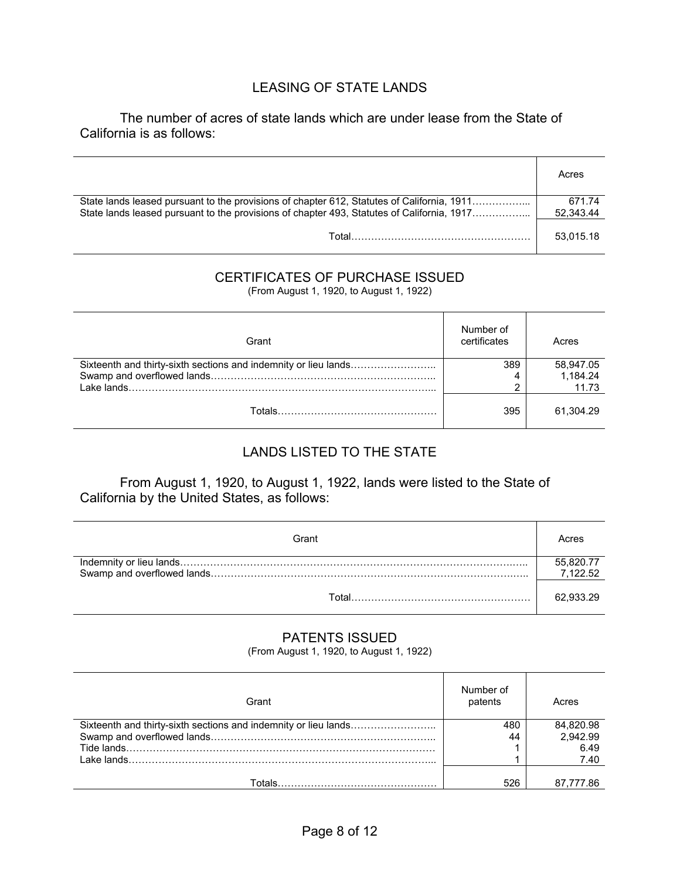## LEASING OF STATE LANDS

The number of acres of state lands which are under lease from the State of California is as follows:

| | Acres |
|---|---|
| State lands leased pursuant to the provisions of chapter 612, Statutes of California, 1911 | 671.74 |
| State lands leased pursuant to the provisions of chapter 493, Statutes of California, 1917 | 52,343.44 |
| Total | 53,015.18 |

## CERTIFICATES OF PURCHASE ISSUED

(From August 1, 1920, to August 1, 1922)

| Grant | Number of certificates | Acres |
|---|---|---|
| Sixteenth and thirty-sixth sections and indemnity or lieu lands | 389 | 58,947.05 |
| Swamp and overflowed lands | 4 | 1,184.24 |
| Lake lands | 2 | 11.73 |
| Totals | 395 | 61,304.29 |

## LANDS LISTED TO THE STATE

From August 1, 1920, to August 1, 1922, lands were listed to the State of California by the United States, as follows:

| Grant | Acres |
|---|---|
| Indemnity or lieu lands | 55,820.77 |
| Swamp and overflowed lands | 7,122.52 |
| Total | 62,933.29 |

## PATENTS ISSUED

(From August 1, 1920, to August 1, 1922)

| Grant | Number of patents | Acres |
|---|---|---|
| Sixteenth and thirty-sixth sections and indemnity or lieu lands | 480 | 84,820.98 |
| Swamp and overflowed lands | 44 | 2,942.99 |
| Tide lands | 1 | 6.49 |
| Lake lands | 1 | 7.40 |
| Totals | 526 | 87,777.86 |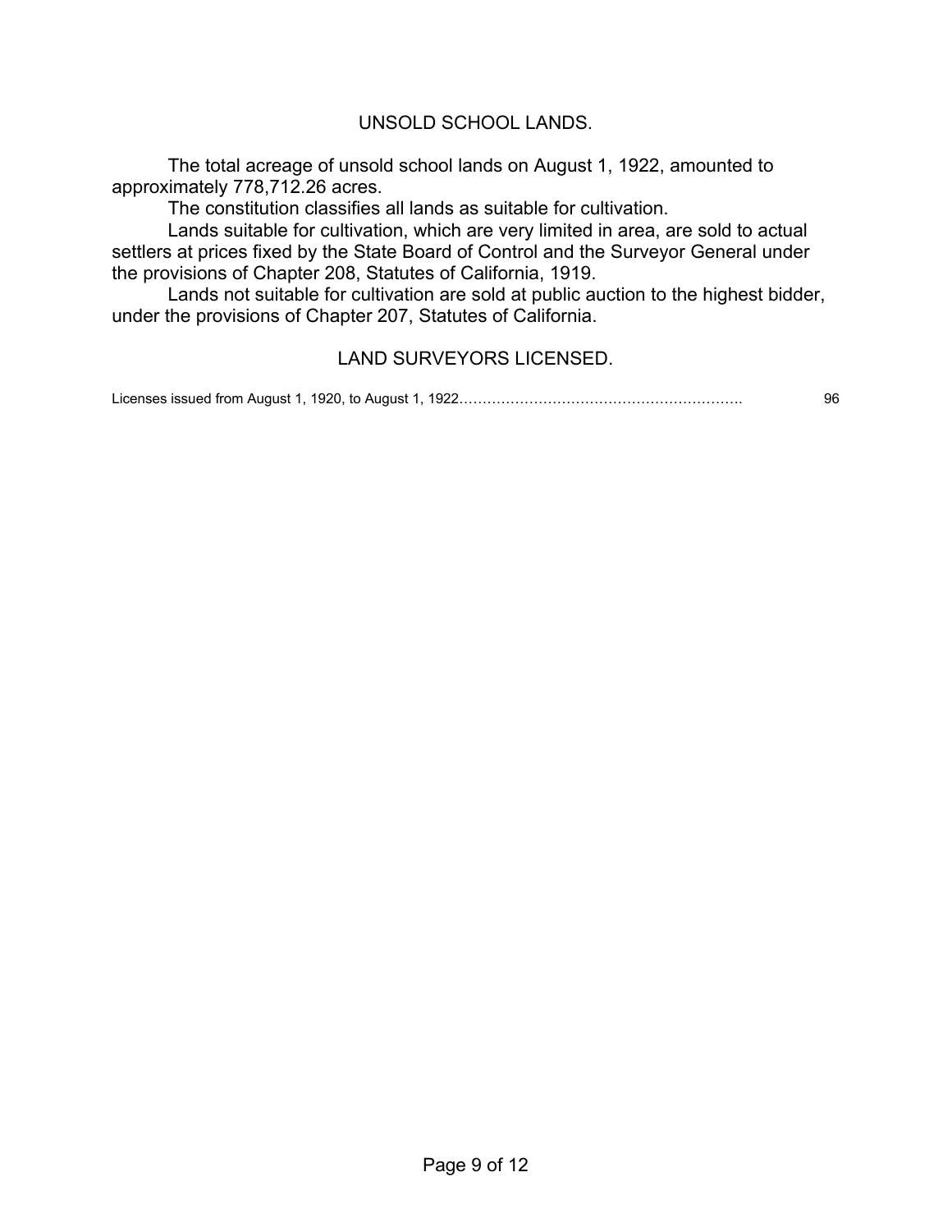## UNSOLD SCHOOL LANDS.

The total acreage of unsold school lands on August 1, 1922, amounted to approximately 778,712.26 acres.

The constitution classifies all lands as suitable for cultivation.

Lands suitable for cultivation, which are very limited in area, are sold to actual settlers at prices fixed by the State Board of Control and the Surveyor General under the provisions of Chapter 208, Statutes of California, 1919.

Lands not suitable for cultivation are sold at public auction to the highest bidder, under the provisions of Chapter 207, Statutes of California.

## LAND SURVEYORS LICENSED.

Licenses issued from August 1, 1920, to August 1, 1922……………………………………………………. 96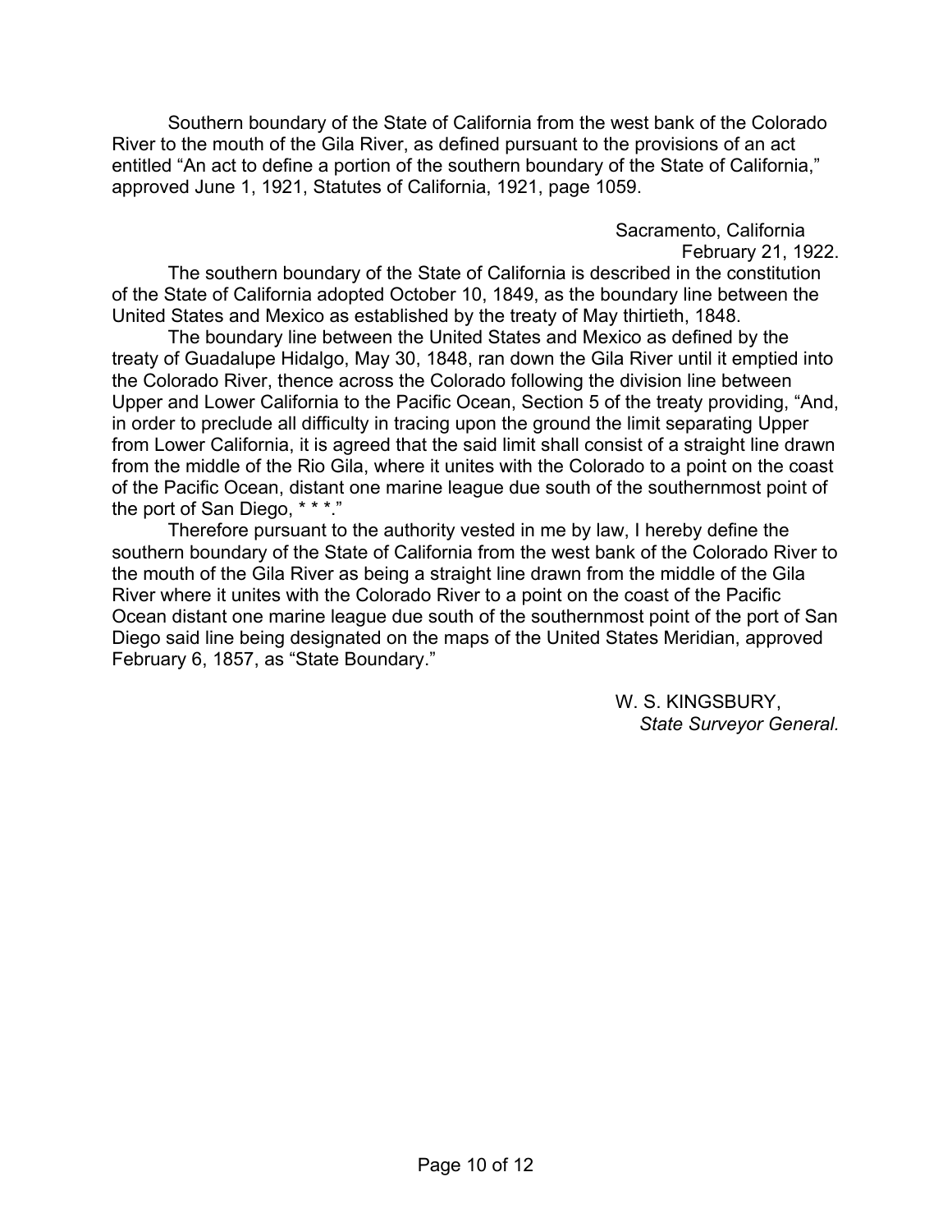Southern boundary of the State of California from the west bank of the Colorado River to the mouth of the Gila River, as defined pursuant to the provisions of an act entitled "An act to define a portion of the southern boundary of the State of California," approved June 1, 1921, Statutes of California, 1921, page 1059.

Sacramento, California
February 21, 1922.

The southern boundary of the State of California is described in the constitution of the State of California adopted October 10, 1849, as the boundary line between the United States and Mexico as established by the treaty of May thirtieth, 1848.

The boundary line between the United States and Mexico as defined by the treaty of Guadalupe Hidalgo, May 30, 1848, ran down the Gila River until it emptied into the Colorado River, thence across the Colorado following the division line between Upper and Lower California to the Pacific Ocean, Section 5 of the treaty providing, "And, in order to preclude all difficulty in tracing upon the ground the limit separating Upper from Lower California, it is agreed that the said limit shall consist of a straight line drawn from the middle of the Rio Gila, where it unites with the Colorado to a point on the coast of the Pacific Ocean, distant one marine league due south of the southernmost point of the port of San Diego, * * *."

Therefore pursuant to the authority vested in me by law, I hereby define the southern boundary of the State of California from the west bank of the Colorado River to the mouth of the Gila River as being a straight line drawn from the middle of the Gila River where it unites with the Colorado River to a point on the coast of the Pacific Ocean distant one marine league due south of the southernmost point of the port of San Diego said line being designated on the maps of the United States Meridian, approved February 6, 1857, as "State Boundary."

W. S. KINGSBURY,
*State Surveyor General.*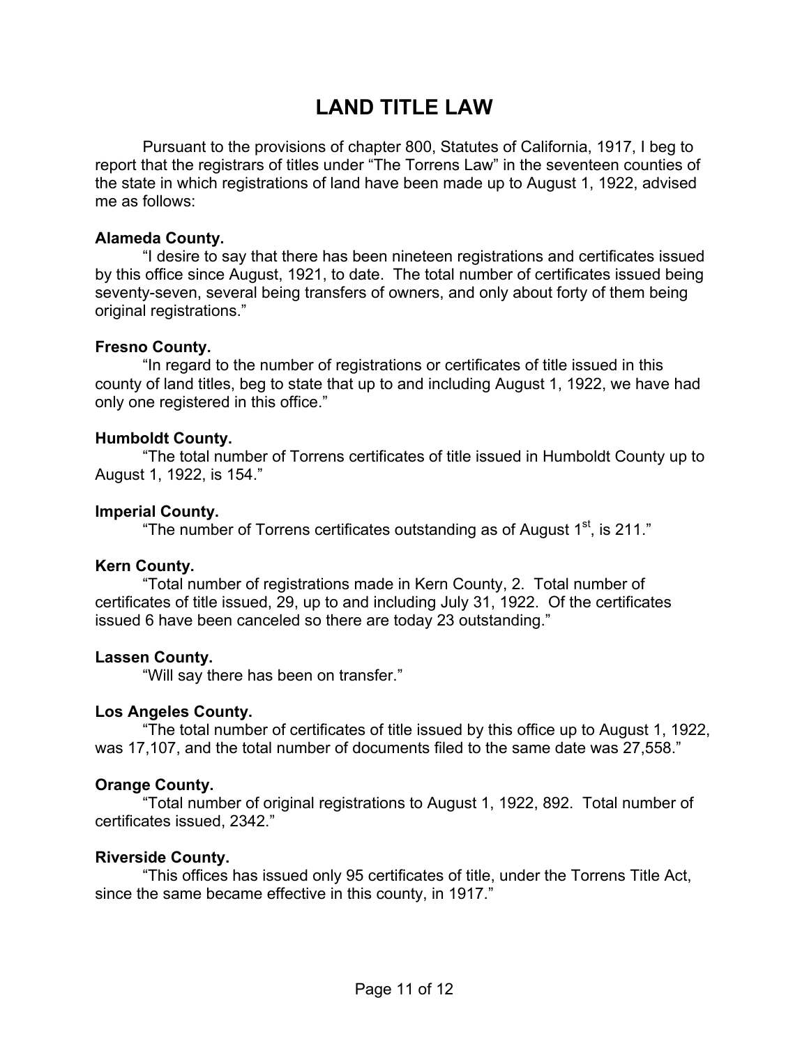# LAND TITLE LAW

Pursuant to the provisions of chapter 800, Statutes of California, 1917, I beg to report that the registrars of titles under "The Torrens Law" in the seventeen counties of the state in which registrations of land have been made up to August 1, 1922, advised me as follows:

**Alameda County.**

"I desire to say that there has been nineteen registrations and certificates issued by this office since August, 1921, to date. The total number of certificates issued being seventy-seven, several being transfers of owners, and only about forty of them being original registrations."

**Fresno County.**

"In regard to the number of registrations or certificates of title issued in this county of land titles, beg to state that up to and including August 1, 1922, we have had only one registered in this office."

**Humboldt County.**

"The total number of Torrens certificates of title issued in Humboldt County up to August 1, 1922, is 154."

**Imperial County.**

"The number of Torrens certificates outstanding as of August 1st, is 211."

**Kern County.**

"Total number of registrations made in Kern County, 2. Total number of certificates of title issued, 29, up to and including July 31, 1922. Of the certificates issued 6 have been canceled so there are today 23 outstanding."

**Lassen County.**

"Will say there has been on transfer."

**Los Angeles County.**

"The total number of certificates of title issued by this office up to August 1, 1922, was 17,107, and the total number of documents filed to the same date was 27,558."

**Orange County.**

"Total number of original registrations to August 1, 1922, 892. Total number of certificates issued, 2342."

**Riverside County.**

"This offices has issued only 95 certificates of title, under the Torrens Title Act, since the same became effective in this county, in 1917."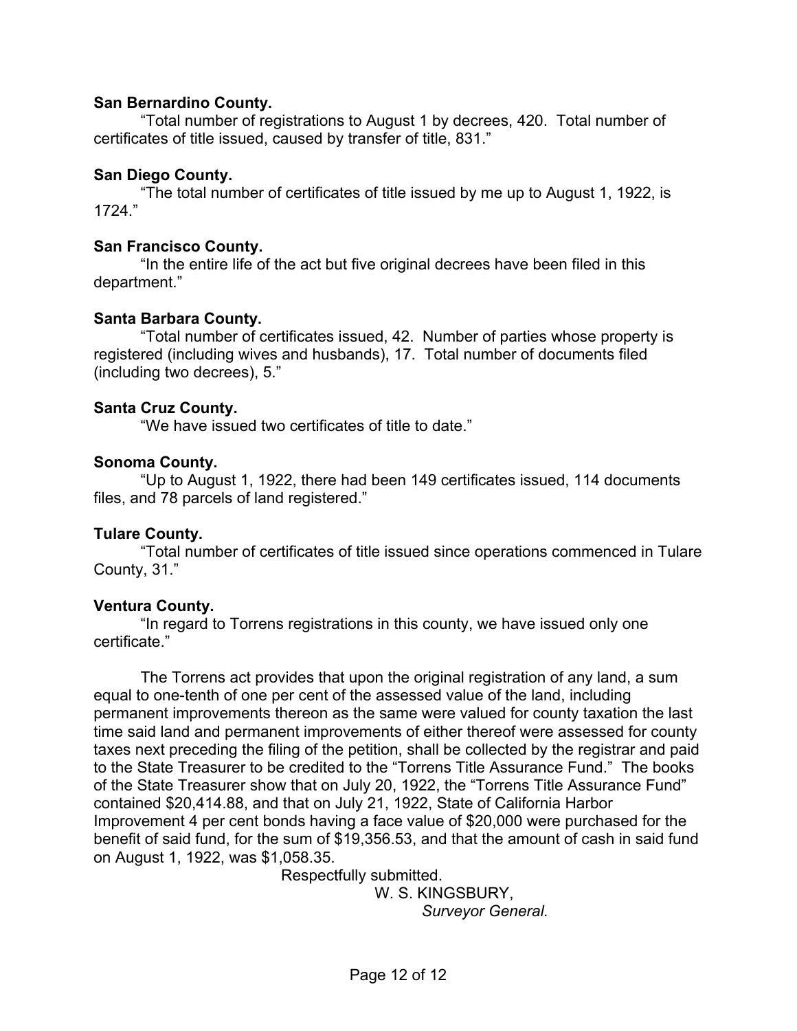**San Bernardino County.**

"Total number of registrations to August 1 by decrees, 420. Total number of certificates of title issued, caused by transfer of title, 831."

**San Diego County.**

"The total number of certificates of title issued by me up to August 1, 1922, is 1724."

**San Francisco County.**

"In the entire life of the act but five original decrees have been filed in this department."

**Santa Barbara County.**

"Total number of certificates issued, 42. Number of parties whose property is registered (including wives and husbands), 17. Total number of documents filed (including two decrees), 5."

**Santa Cruz County.**

"We have issued two certificates of title to date."

**Sonoma County.**

"Up to August 1, 1922, there had been 149 certificates issued, 114 documents files, and 78 parcels of land registered."

**Tulare County.**

"Total number of certificates of title issued since operations commenced in Tulare County, 31."

**Ventura County.**

"In regard to Torrens registrations in this county, we have issued only one certificate."

The Torrens act provides that upon the original registration of any land, a sum equal to one-tenth of one per cent of the assessed value of the land, including permanent improvements thereon as the same were valued for county taxation the last time said land and permanent improvements of either thereof were assessed for county taxes next preceding the filing of the petition, shall be collected by the registrar and paid to the State Treasurer to be credited to the "Torrens Title Assurance Fund." The books of the State Treasurer show that on July 20, 1922, the "Torrens Title Assurance Fund" contained $20,414.88, and that on July 21, 1922, State of California Harbor Improvement 4 per cent bonds having a face value of $20,000 were purchased for the benefit of said fund, for the sum of $19,356.53, and that the amount of cash in said fund on August 1, 1922, was $1,058.35.

Respectfully submitted.

W. S. KINGSBURY,

*Surveyor General.*